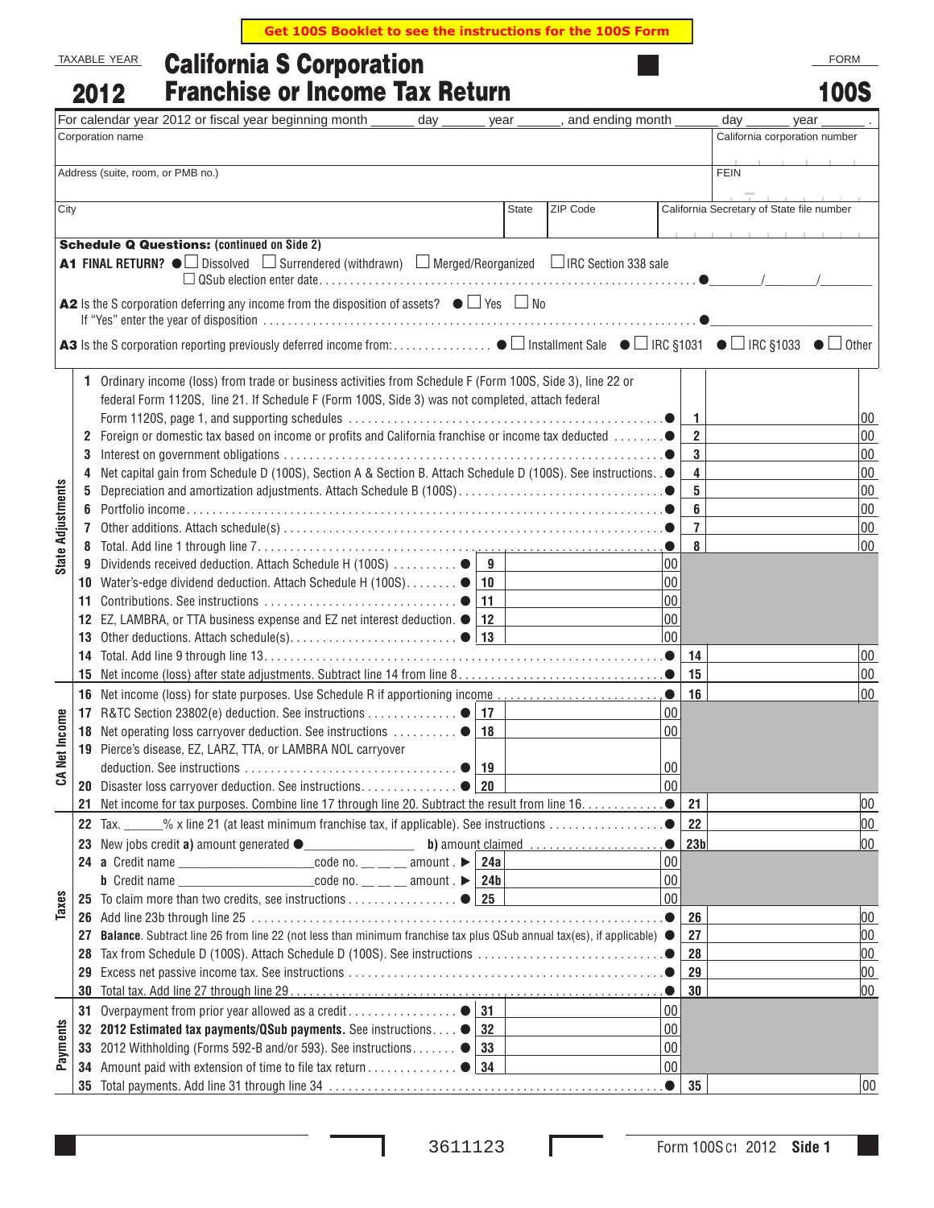Get 100S Booklet to see the instructions for the 100S Form

TAXABLE YEAR **2012**

# California S Corporation Franchise or Income Tax Return

FORM **100S**

For calendar year 2012 or fiscal year beginning month ______ day ______ year ______, and ending month ______ day ______ year ______.

| Corporation name | California corporation number |
|---|---|
| Address (suite, room, or PMB no.) | FEIN |
| City / State / ZIP Code | California Secretary of State file number |

**Schedule Q Questions:** (continued on Side 2)

**A1 FINAL RETURN?** ● ☐ Dissolved ☐ Surrendered (withdrawn) ☐ Merged/Reorganized ☐ IRC Section 338 sale
☐ QSub election enter date ● ______/______/______

**A2** Is the S corporation deferring any income from the disposition of assets? ● ☐ Yes ☐ No
If "Yes" enter the year of disposition ● ______

**A3** Is the S corporation reporting previously deferred income from: ● ☐ Installment Sale ● ☐ IRC §1031 ● ☐ IRC §1033 ● ☐ Other

## State Adjustments

| Line | Description | Line | Amount | Line | Amount |
|---|---|---|---|---|---|
| 1 | Ordinary income (loss) from trade or business activities from Schedule F (Form 100S, Side 3), line 22 or federal Form 1120S, line 21. If Schedule F (Form 100S, Side 3) was not completed, attach federal Form 1120S, page 1, and supporting schedules ● | | | 1 | 00 |
| 2 | Foreign or domestic tax based on income or profits and California franchise or income tax deducted ● | | | 2 | 00 |
| 3 | Interest on government obligations ● | | | 3 | 00 |
| 4 | Net capital gain from Schedule D (100S), Section A & Section B. Attach Schedule D (100S). See instructions ● | | | 4 | 00 |
| 5 | Depreciation and amortization adjustments. Attach Schedule B (100S) ● | | | 5 | 00 |
| 6 | Portfolio income ● | | | 6 | 00 |
| 7 | Other additions. Attach schedule(s) ● | | | 7 | 00 |
| 8 | Total. Add line 1 through line 7 ● | | | 8 | 00 |
| 9 | Dividends received deduction. Attach Schedule H (100S) ● | 9 | 00 | | |
| 10 | Water's-edge dividend deduction. Attach Schedule H (100S) ● | 10 | 00 | | |
| 11 | Contributions. See instructions ● | 11 | 00 | | |
| 12 | EZ, LAMBRA, or TTA business expense and EZ net interest deduction. ● | 12 | 00 | | |
| 13 | Other deductions. Attach schedule(s) ● | 13 | 00 | | |
| 14 | Total. Add line 9 through line 13 ● | | | 14 | 00 |
| 15 | Net income (loss) after state adjustments. Subtract line 14 from line 8 ● | | | 15 | 00 |

## CA Net Income

| Line | Description | Line | Amount | Line | Amount |
|---|---|---|---|---|---|
| 16 | Net income (loss) for state purposes. Use Schedule R if apportioning income ● | | | 16 | 00 |
| 17 | R&TC Section 23802(e) deduction. See instructions ● | 17 | 00 | | |
| 18 | Net operating loss carryover deduction. See instructions ● | 18 | 00 | | |
| 19 | Pierce's disease, EZ, LARZ, TTA, or LAMBRA NOL carryover deduction. See instructions ● | 19 | 00 | | |
| 20 | Disaster loss carryover deduction. See instructions ● | 20 | 00 | | |
| 21 | Net income for tax purposes. Combine line 17 through line 20. Subtract the result from line 16 ● | | | 21 | 00 |

## Taxes

| Line | Description | Line | Amount | Line | Amount |
|---|---|---|---|---|---|
| 22 | Tax. _____% x line 21 (at least minimum franchise tax, if applicable). See instructions ● | | | 22 | 00 |
| 23 | New jobs credit **a)** amount generated ● ______________ **b)** amount claimed ● | | | 23b | 00 |
| 24 | **a** Credit name __________________ code no. __ __ __ amount ▶ | 24a | 00 | | |
| | **b** Credit name __________________ code no. __ __ __ amount ▶ | 24b | 00 | | |
| 25 | To claim more than two credits, see instructions ● | 25 | 00 | | |
| 26 | Add line 23b through line 25 ● | | | 26 | 00 |
| 27 | **Balance**. Subtract line 26 from line 22 (not less than minimum franchise tax plus QSub annual tax(es), if applicable) ● | | | 27 | 00 |
| 28 | Tax from Schedule D (100S). Attach Schedule D (100S). See instructions ● | | | 28 | 00 |
| 29 | Excess net passive income tax. See instructions ● | | | 29 | 00 |
| 30 | Total tax. Add line 27 through line 29 ● | | | 30 | 00 |

## Payments

| Line | Description | Line | Amount | Line | Amount |
|---|---|---|---|---|---|
| 31 | Overpayment from prior year allowed as a credit ● | 31 | 00 | | |
| 32 | **2012 Estimated tax payments/QSub payments.** See instructions ● | 32 | 00 | | |
| 33 | 2012 Withholding (Forms 592-B and/or 593). See instructions ● | 33 | 00 | | |
| 34 | Amount paid with extension of time to file tax return ● | 34 | 00 | | |
| 35 | Total payments. Add line 31 through line 34 ● | | | 35 | 00 |

3611123

Form 100S C1 2012 **Side 1**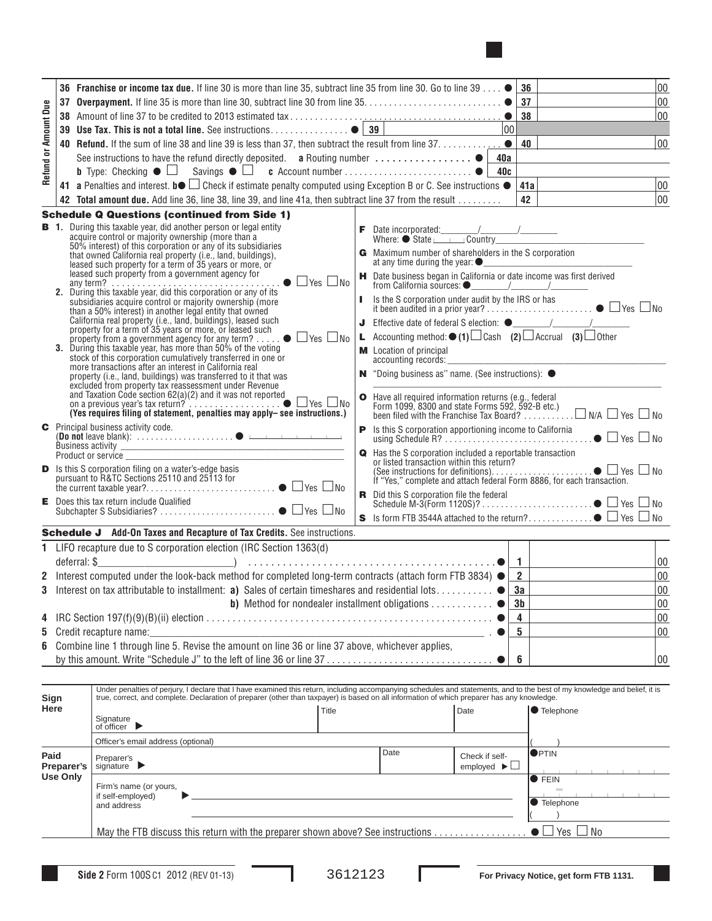## Refund or Amount Due

| | | | |
|---|---|---|---|
| **36** | **Franchise or income tax due.** If line 30 is more than line 35, subtract line 35 from line 30. Go to line 39 . . . . ● | 36 | 00 |
| **37** | **Overpayment.** If line 35 is more than line 30, subtract line 30 from line 35. . . . . . . . . . . . . . . . . . . . . . . . . . . ● | 37 | 00 |
| **38** | Amount of line 37 to be credited to 2013 estimated tax . . . . . . . . . . . . . . . . . . . . . . . . . . . . . . . . . . . . . . . . . ● | 38 | 00 |
| **39** | **Use Tax. This is not a total line.** See instructions. . . . . . . . . . . . . . . . ● 39 ______ 00 | | |
| **40** | **Refund.** If the sum of line 38 and line 39 is less than 37, then subtract the result from line 37. . . . . . . . . . . . ● | 40 | 00 |
| | See instructions to have the refund directly deposited. **a** Routing number . . . . . . . . . . . . . . . . ● 40a | | |
| | **b** Type: Checking ● ☐ Savings ● ☐ **c** Account number . . . . . . . . . . . . . . . . . . . . . . . . . ● 40c | | |
| **41** | **a** Penalties and interest. **b**● ☐ Check if estimate penalty computed using Exception B or C. See instructions ● | 41a | 00 |
| **42** | **Total amount due.** Add line 36, line 38, line 39, and line 41a, then subtract line 37 from the result . . . . . . . . . | 42 | 00 |

## Schedule Q Questions (continued from Side 1)

**B** **1.** During this taxable year, did another person or legal entity acquire control or majority ownership (more than a 50% interest) of this corporation or any of its subsidiaries that owned California real property (i.e., land, buildings), leased such property for a term of 35 years or more, or leased such property from a government agency for any term? . . . . . . . . . . . . . . . . . . . . . . . . . . . . . . . . . ● ☐ Yes ☐ No

**2.** During this taxable year, did this corporation or any of its subsidiaries acquire control or majority ownership (more than a 50% interest) in another legal entity that owned California real property (i.e., land, buildings), leased such property for a term of 35 years or more, or leased such property from a government agency for any term? . . . . . ● ☐ Yes ☐ No

**3.** During this taxable year, has more than 50% of the voting stock of this corporation cumulatively transferred in one or more transactions after an interest in California real property (i.e., land, buildings) was transferred to it that was excluded from property tax reassessment under Revenue and Taxation Code section 62(a)(2) and it was not reported on a previous year's tax return? . . . . . . . . . . . . . . . . . . ● ☐ Yes ☐ No
**(Yes requires filing of statement, penalties may apply– see instructions.)**

**C** Principal business activity code.
(**Do not** leave blank): . . . . . . . . . . . . . . . . . . . . ● ______
Business activity ______
Product or service ______

**D** Is this S corporation filing on a water's-edge basis pursuant to R&TC Sections 25110 and 25113 for the current taxable year?. . . . . . . . . . . . . . . . . . . . . . . . . . . ● ☐ Yes ☐ No

**E** Does this tax return include Qualified Subchapter S Subsidiaries? . . . . . . . . . . . . . . . . . . . . . . . . ● ☐ Yes ☐ No

**F** Date incorporated:_______/_______/_______
Where: ● State ____ Country______

**G** Maximum number of shareholders in the S corporation at any time during the year: ●______

**H** Date business began in California or date income was first derived from California sources: ●_______/_______/_______

**I** Is the S corporation under audit by the IRS or has it been audited in a prior year? . . . . . . . . . . . . . . . . . . . . . . . ● ☐ Yes ☐ No

**J** Effective date of federal S election: ●_______/_______/_______

**L** Accounting method: ● **(1)** ☐ Cash **(2)** ☐ Accrual **(3)** ☐ Other

**M** Location of principal accounting records: ______

**N** "Doing business as" name. (See instructions): ● ______

**O** Have all required information returns (e.g., federal Form 1099, 8300 and state Forms 592, 592-B etc.) been filed with the Franchise Tax Board? . . . . . . . . . . . ☐ N/A ☐ Yes ☐ No

**P** Is this S corporation apportioning income to California using Schedule R? . . . . . . . . . . . . . . . . . . . . . . . . . . . . . . . ● ☐ Yes ☐ No

**Q** Has the S corporation included a reportable transaction or listed transaction within this return? (See instructions for definitions). . . . . . . . . . . . . . . . . . . . . . ● ☐ Yes ☐ No
If "Yes," complete and attach federal Form 8886, for each transaction.

**R** Did this S corporation file the federal Schedule M-3(Form 1120S)? . . . . . . . . . . . . . . . . . . . . . . . ● ☐ Yes ☐ No

**S** Is form FTB 3544A attached to the return?. . . . . . . . . . . . . ● ☐ Yes ☐ No

## Schedule J Add-On Taxes and Recapture of Tax Credits. See instructions.

| | | | |
|---|---|---|---|
| **1** | LIFO recapture due to S corporation election (IRC Section 1363(d) deferral: $______) . . . . . . . . . . . . . . . . . . . . . . . . . . . . . . . . . . . . . . . . . . ● | 1 | 00 |
| **2** | Interest computed under the look-back method for completed long-term contracts (attach form FTB 3834) ● | 2 | 00 |
| **3** | Interest on tax attributable to installment: **a)** Sales of certain timeshares and residential lots. . . . . . . . . . . ● | 3a | 00 |
| | **b)** Method for nondealer installment obligations . . . . . . . . . . . ● | 3b | 00 |
| **4** | IRC Section 197(f)(9)(B)(ii) election . . . . . . . . . . . . . . . . . . . . . . . . . . . . . . . . . . . . . . . . . . . . . . . . . . . . . ● | 4 | 00 |
| **5** | Credit recapture name:______ . ● | 5 | 00 |
| **6** | Combine line 1 through line 5. Revise the amount on line 36 or line 37 above, whichever applies, by this amount. Write "Schedule J" to the left of line 36 or line 37 . . . . . . . . . . . . . . . . . . . . . . . . . . . . . . . . ● | 6 | 00 |

## Sign Here

Under penalties of perjury, I declare that I have examined this return, including accompanying schedules and statements, and to the best of my knowledge and belief, it is true, correct, and complete. Declaration of preparer (other than taxpayer) is based on all information of which preparer has any knowledge.

| Signature of officer ▶ | Title | Date | ● Telephone |
|---|---|---|---|
| Officer's email address (optional) | | | ( ) |

## Paid Preparer's Use Only

| Preparer's signature ▶ | Date | Check if self-employed ▶ ☐ | ● PTIN |
|---|---|---|---|
| Firm's name (or yours, if self-employed) and address ▶ | | | ● FEIN |
| | | | ● Telephone ( ) |

May the FTB discuss this return with the preparer shown above? See instructions . . . . . . . . . . . . . . . . . . ● ☐ Yes ☐ No

**Side 2** Form 100S C1 2012 (REV 01-13) 3612123 **For Privacy Notice, get form FTB 1131.**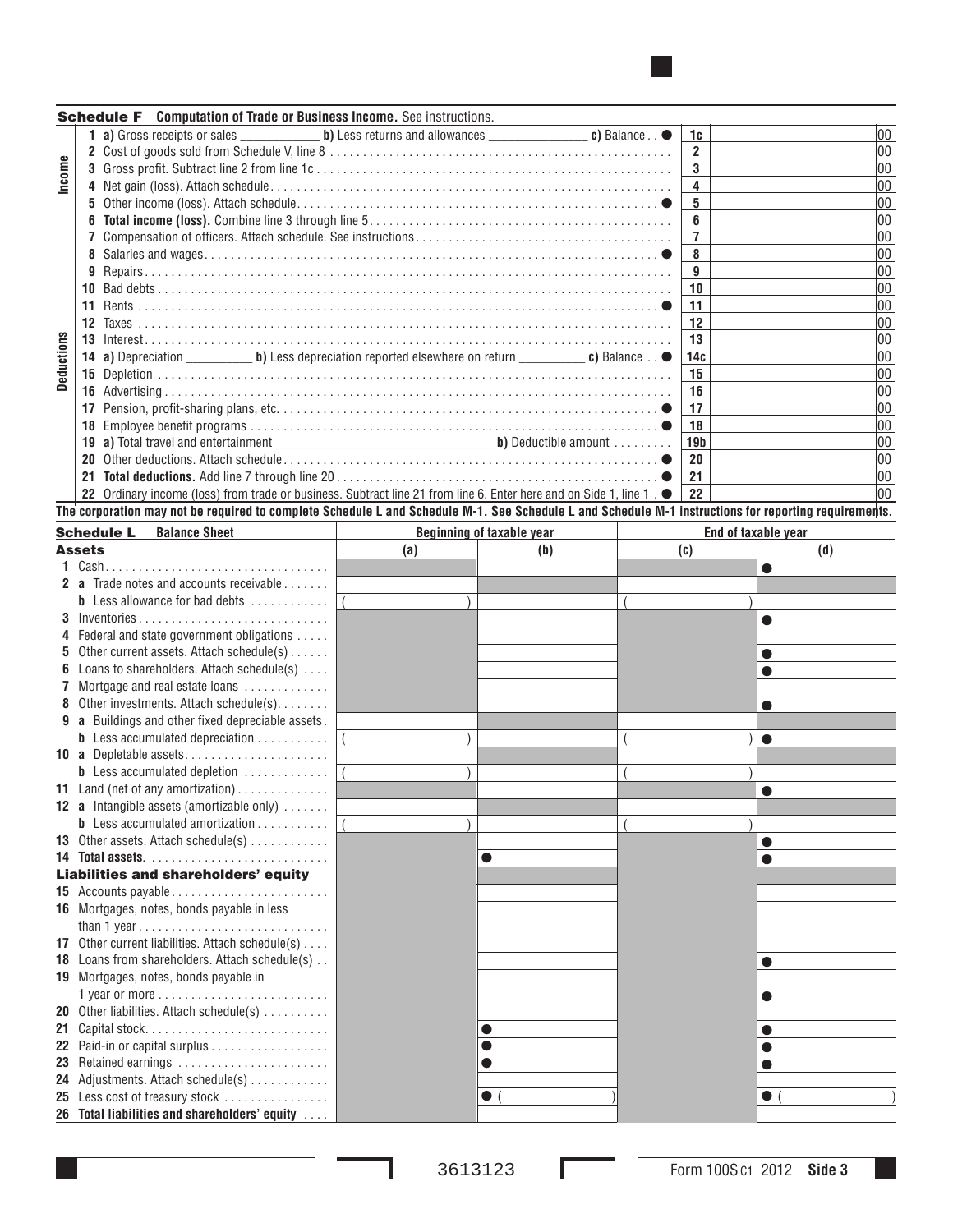## Schedule F Computation of Trade or Business Income. See instructions.

| | | Line | Amount |
|---|---|---|---|
| Income | 1 a) Gross receipts or sales \_\_\_\_\_\_\_\_ b) Less returns and allowances \_\_\_\_\_\_\_\_ c) Balance . . ● | 1c | 00 |
| | 2 Cost of goods sold from Schedule V, line 8 | 2 | 00 |
| | 3 Gross profit. Subtract line 2 from line 1c | 3 | 00 |
| | 4 Net gain (loss). Attach schedule | 4 | 00 |
| | 5 Other income (loss). Attach schedule ● | 5 | 00 |
| | 6 **Total income (loss).** Combine line 3 through line 5 | 6 | 00 |
| Deductions | 7 Compensation of officers. Attach schedule. See instructions | 7 | 00 |
| | 8 Salaries and wages ● | 8 | 00 |
| | 9 Repairs | 9 | 00 |
| | 10 Bad debts | 10 | 00 |
| | 11 Rents ● | 11 | 00 |
| | 12 Taxes | 12 | 00 |
| | 13 Interest | 13 | 00 |
| | 14 a) Depreciation \_\_\_\_\_\_\_\_ b) Less depreciation reported elsewhere on return \_\_\_\_\_\_\_\_ c) Balance . . ● | 14c | 00 |
| | 15 Depletion | 15 | 00 |
| | 16 Advertising | 16 | 00 |
| | 17 Pension, profit-sharing plans, etc. ● | 17 | 00 |
| | 18 Employee benefit programs ● | 18 | 00 |
| | 19 a) Total travel and entertainment \_\_\_\_\_\_\_\_ b) Deductible amount | 19b | 00 |
| | 20 Other deductions. Attach schedule ● | 20 | 00 |
| | 21 **Total deductions.** Add line 7 through line 20 ● | 21 | 00 |
| | 22 Ordinary income (loss) from trade or business. Subtract line 21 from line 6. Enter here and on Side 1, line 1 . ● | 22 | 00 |

**The corporation may not be required to complete Schedule L and Schedule M-1. See Schedule L and Schedule M-1 instructions for reporting requirements.**

## Schedule L Balance Sheet

| | Beginning of taxable year | | End of taxable year | |
|---|---|---|---|---|
| **Assets** | (a) | (b) | (c) | (d) |
| 1 Cash | | | | ● |
| 2 a Trade notes and accounts receivable | | | | |
| b Less allowance for bad debts | ( ) | | ( ) | |
| 3 Inventories | | | | ● |
| 4 Federal and state government obligations | | | | |
| 5 Other current assets. Attach schedule(s) | | | | ● |
| 6 Loans to shareholders. Attach schedule(s) | | | | ● |
| 7 Mortgage and real estate loans | | | | |
| 8 Other investments. Attach schedule(s) | | | | ● |
| 9 a Buildings and other fixed depreciable assets | | | | |
| b Less accumulated depreciation | ( ) | | ( ) | ● |
| 10 a Depletable assets | | | | |
| b Less accumulated depletion | ( ) | | ( ) | |
| 11 Land (net of any amortization) | | | | ● |
| 12 a Intangible assets (amortizable only) | | | | |
| b Less accumulated amortization | ( ) | | ( ) | |
| 13 Other assets. Attach schedule(s) | | | | ● |
| 14 **Total assets** | | ● | | ● |
| **Liabilities and shareholders' equity** | | | | |
| 15 Accounts payable | | | | |
| 16 Mortgages, notes, bonds payable in less than 1 year | | | | |
| 17 Other current liabilities. Attach schedule(s) | | | | |
| 18 Loans from shareholders. Attach schedule(s) | | | | ● |
| 19 Mortgages, notes, bonds payable in 1 year or more | | | | ● |
| 20 Other liabilities. Attach schedule(s) | | | | |
| 21 Capital stock | | ● | | ● |
| 22 Paid-in or capital surplus | | ● | | ● |
| 23 Retained earnings | | ● | | ● |
| 24 Adjustments. Attach schedule(s) | | | | |
| 25 Less cost of treasury stock | | ● ( ) | | ● ( ) |
| 26 **Total liabilities and shareholders' equity** | | | | |

3613123

Form 100S C1 2012 **Side 3**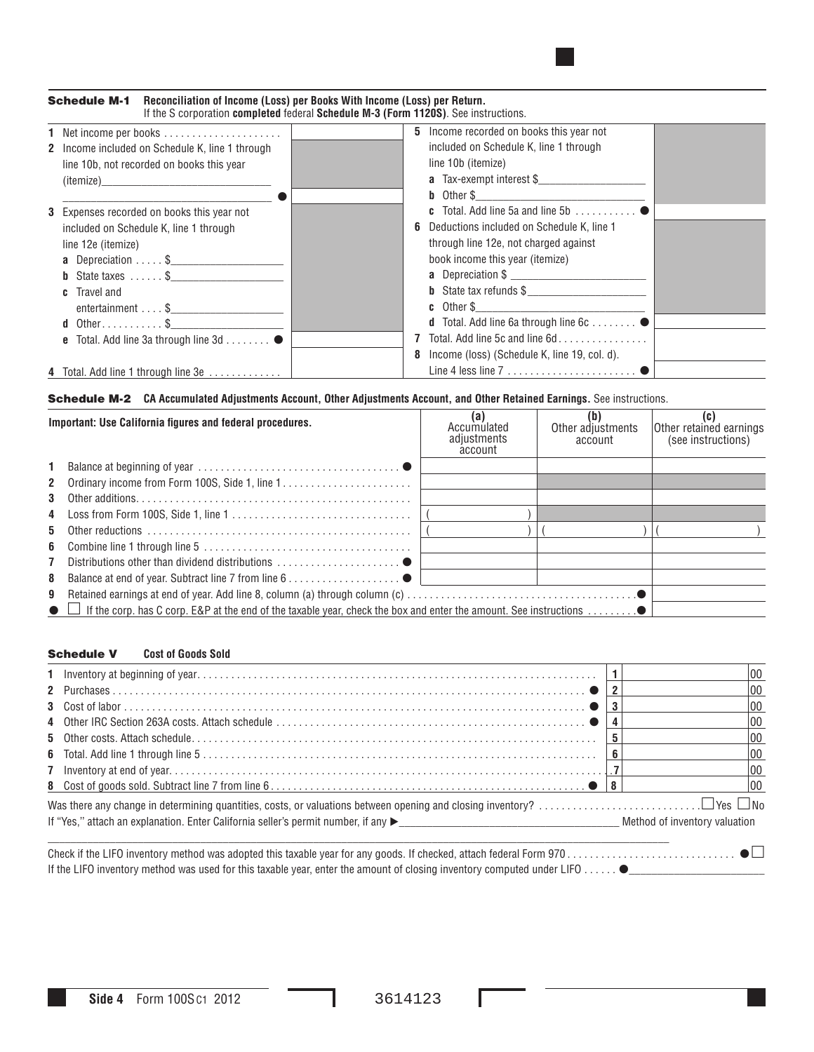## Schedule M-1 Reconciliation of Income (Loss) per Books With Income (Loss) per Return.

If the S corporation **completed** federal **Schedule M-3 (Form 1120S)**. See instructions.

| | | | |
|---|---|---|---|
| **1** Net income per books | | **5** Income recorded on books this year not included on Schedule K, line 1 through line 10b (itemize) | |
| **2** Income included on Schedule K, line 1 through line 10b, not recorded on books this year (itemize)______________________________ ● | | **a** Tax-exempt interest $__________________ | |
| | | **b** Other $__________________ | |
| | | **c** Total. Add line 5a and line 5b ● | |
| **3** Expenses recorded on books this year not included on Schedule K, line 1 through line 12e (itemize) | | **6** Deductions included on Schedule K, line 1 through line 12e, not charged against book income this year (itemize) | |
| **a** Depreciation $__________________ | | **a** Depreciation $__________________ | |
| **b** State taxes $__________________ | | **b** State tax refunds $__________________ | |
| **c** Travel and entertainment $__________________ | | **c** Other $__________________ | |
| **d** Other $__________________ | | **d** Total. Add line 6a through line 6c ● | |
| **e** Total. Add line 3a through line 3d ● | | **7** Total. Add line 5c and line 6d | |
| **4** Total. Add line 1 through line 3e | | **8** Income (loss) (Schedule K, line 19, col. d). Line 4 less line 7 ● | |

## Schedule M-2 CA Accumulated Adjustments Account, Other Adjustments Account, and Other Retained Earnings. See instructions.

| Important: Use California figures and federal procedures. | (a) Accumulated adjustments account | (b) Other adjustments account | (c) Other retained earnings (see instructions) |
|---|---|---|---|
| **1** Balance at beginning of year ● | | | |
| **2** Ordinary income from Form 100S, Side 1, line 1 | | | |
| **3** Other additions | | | |
| **4** Loss from Form 100S, Side 1, line 1 | ( ) | | |
| **5** Other reductions | ( ) | ( ) | ( ) |
| **6** Combine line 1 through line 5 | | | |
| **7** Distributions other than dividend distributions ● | | | |
| **8** Balance at end of year. Subtract line 7 from line 6 ● | | | |
| **9** Retained earnings at end of year. Add line 8, column (a) through column (c) ● | | | |
| ● ☐ If the corp. has C corp. E&P at the end of the taxable year, check the box and enter the amount. See instructions ● | | | |

## Schedule V Cost of Goods Sold

| | | |
|---|---|---|
| **1** Inventory at beginning of year | 1 | 00 |
| **2** Purchases ● | 2 | 00 |
| **3** Cost of labor ● | 3 | 00 |
| **4** Other IRC Section 263A costs. Attach schedule ● | 4 | 00 |
| **5** Other costs. Attach schedule | 5 | 00 |
| **6** Total. Add line 1 through line 5 | 6 | 00 |
| **7** Inventory at end of year | 7 | 00 |
| **8** Cost of goods sold. Subtract line 7 from line 6 ● | 8 | 00 |

Was there any change in determining quantities, costs, or valuations between opening and closing inventory? ☐ Yes ☐ No

If "Yes," attach an explanation. Enter California seller's permit number, if any ►______________________ Method of inventory valuation

______________________________________________________________________

Check if the LIFO inventory method was adopted this taxable year for any goods. If checked, attach federal Form 970 ● ☐

If the LIFO inventory method was used for this taxable year, enter the amount of closing inventory computed under LIFO ●______________________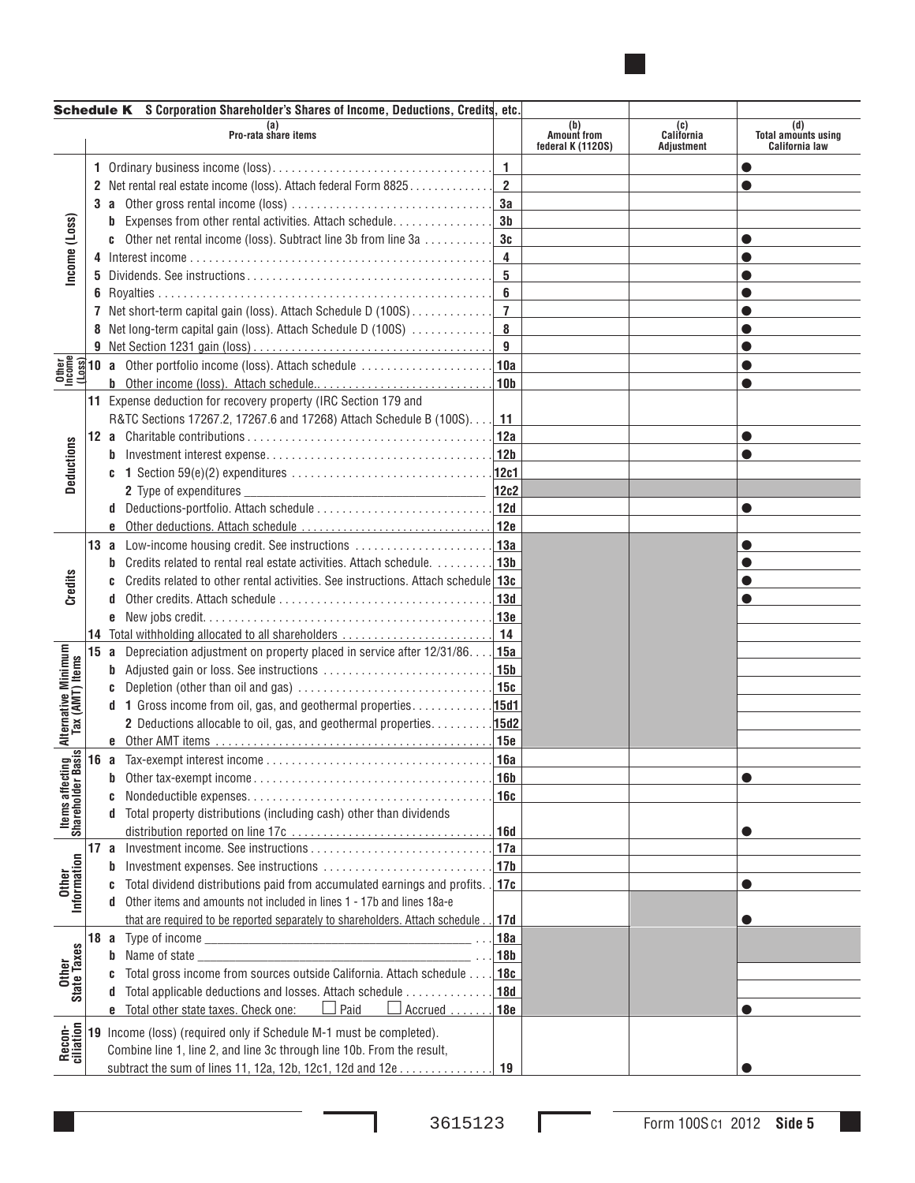## Schedule K S Corporation Shareholder's Shares of Income, Deductions, Credits, etc.

| | (a) Pro-rata share items | | (b) Amount from federal K (1120S) | (c) California Adjustment | (d) Total amounts using California law |
|---|---|---|---|---|---|
| Income (Loss) | 1 Ordinary business income (loss) | 1 | | | ● |
| | 2 Net rental real estate income (loss). Attach federal Form 8825 | 2 | | | ● |
| | 3 a Other gross rental income (loss) | 3a | | | |
| | b Expenses from other rental activities. Attach schedule | 3b | | | |
| | c Other net rental income (loss). Subtract line 3b from line 3a | 3c | | | ● |
| | 4 Interest income | 4 | | | ● |
| | 5 Dividends. See instructions | 5 | | | ● |
| | 6 Royalties | 6 | | | ● |
| | 7 Net short-term capital gain (loss). Attach Schedule D (100S) | 7 | | | ● |
| | 8 Net long-term capital gain (loss). Attach Schedule D (100S) | 8 | | | ● |
| | 9 Net Section 1231 gain (loss) | 9 | | | ● |
| Other Income (Loss) | 10 a Other portfolio income (loss). Attach schedule | 10a | | | ● |
| | b Other income (loss). Attach schedule | 10b | | | ● |
| Deductions | 11 Expense deduction for recovery property (IRC Section 179 and R&TC Sections 17267.2, 17267.6 and 17268) Attach Schedule B (100S) | 11 | | | |
| | 12 a Charitable contributions | 12a | | | ● |
| | b Investment interest expense | 12b | | | ● |
| | c 1 Section 59(e)(2) expenditures | 12c1 | | | |
| | 2 Type of expenditures ______ | 12c2 | | | |
| | d Deductions-portfolio. Attach schedule | 12d | | | ● |
| | e Other deductions. Attach schedule | 12e | | | |
| Credits | 13 a Low-income housing credit. See instructions | 13a | | | ● |
| | b Credits related to rental real estate activities. Attach schedule. | 13b | | | ● |
| | c Credits related to other rental activities. See instructions. Attach schedule | 13c | | | ● |
| | d Other credits. Attach schedule | 13d | | | ● |
| | e New jobs credit | 13e | | | |
| | 14 Total withholding allocated to all shareholders | 14 | | | |
| Alternative Minimum Tax (AMT) Items | 15 a Depreciation adjustment on property placed in service after 12/31/86 | 15a | | | |
| | b Adjusted gain or loss. See instructions | 15b | | | |
| | c Depletion (other than oil and gas) | 15c | | | |
| | d 1 Gross income from oil, gas, and geothermal properties | 15d1 | | | |
| | 2 Deductions allocable to oil, gas, and geothermal properties | 15d2 | | | |
| | e Other AMT items | 15e | | | |
| Items affecting Shareholder Basis | 16 a Tax-exempt interest income | 16a | | | |
| | b Other tax-exempt income | 16b | | | ● |
| | c Nondeductible expenses | 16c | | | |
| | d Total property distributions (including cash) other than dividends distribution reported on line 17c | 16d | | | ● |
| Other Information | 17 a Investment income. See instructions | 17a | | | |
| | b Investment expenses. See instructions | 17b | | | |
| | c Total dividend distributions paid from accumulated earnings and profits | 17c | | | ● |
| | d Other items and amounts not included in lines 1 - 17b and lines 18a-e that are required to be reported separately to shareholders. Attach schedule | 17d | | | ● |
| Other State Taxes | 18 a Type of income ______ | 18a | | | |
| | b Name of state ______ | 18b | | | |
| | c Total gross income from sources outside California. Attach schedule | 18c | | | |
| | d Total applicable deductions and losses. Attach schedule | 18d | | | |
| | e Total other state taxes. Check one: ☐ Paid ☐ Accrued | 18e | | | ● |
| Reconciliation | 19 Income (loss) (required only if Schedule M-1 must be completed). Combine line 1, line 2, and line 3c through line 10b. From the result, subtract the sum of lines 11, 12a, 12b, 12c1, 12d and 12e | 19 | | | ● |

3615123

Form 100S C1 2012 Side 5